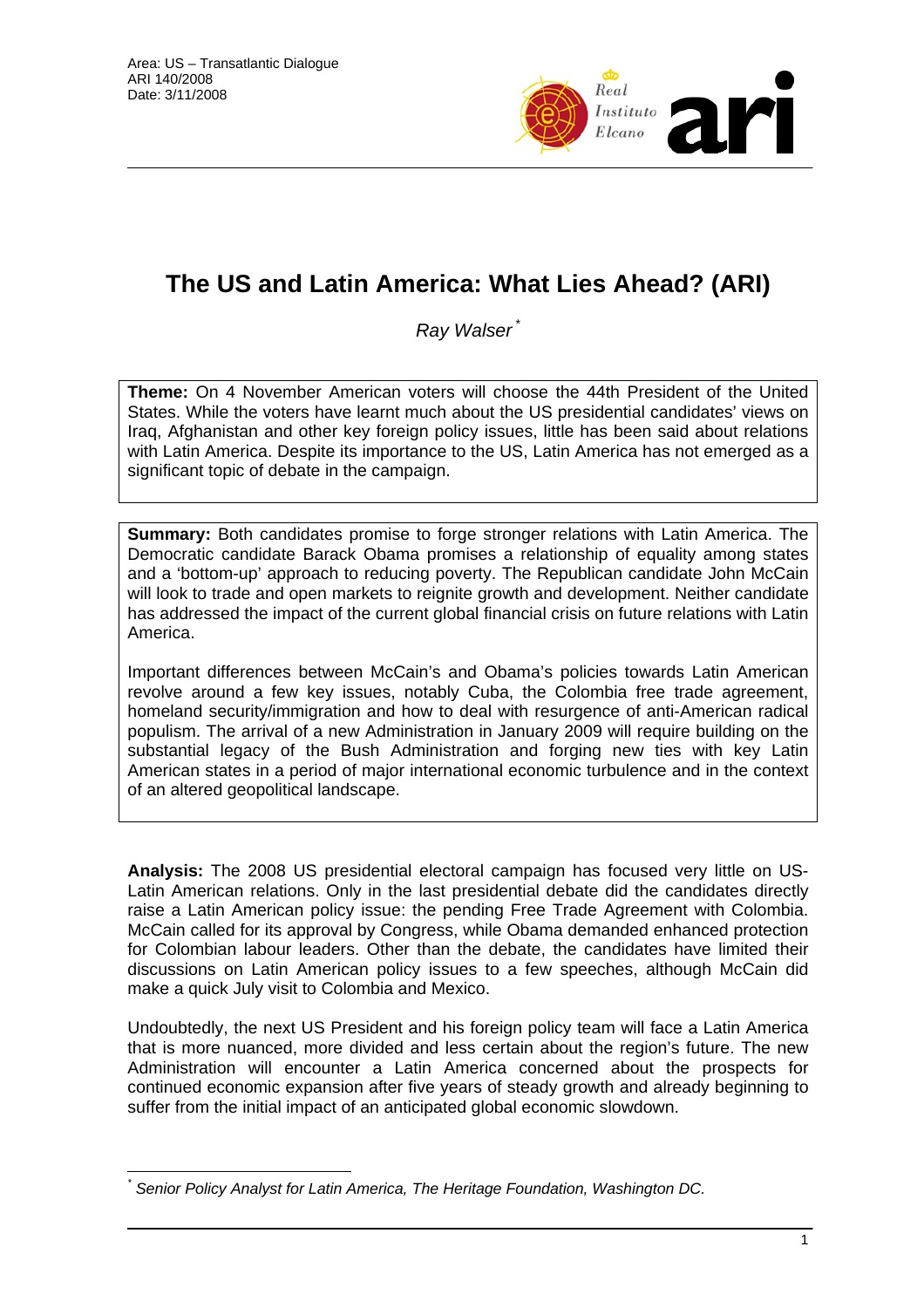Area: US – Transatlantic Dialogue
ARI 140/2008
Date: 3/11/2008

# The US and Latin America: What Lies Ahead? (ARI)

*Ray Walser* [*]

**Theme:** On 4 November American voters will choose the 44th President of the United States. While the voters have learnt much about the US presidential candidates' views on Iraq, Afghanistan and other key foreign policy issues, little has been said about relations with Latin America. Despite its importance to the US, Latin America has not emerged as a significant topic of debate in the campaign.

**Summary:** Both candidates promise to forge stronger relations with Latin America. The Democratic candidate Barack Obama promises a relationship of equality among states and a 'bottom-up' approach to reducing poverty. The Republican candidate John McCain will look to trade and open markets to reignite growth and development. Neither candidate has addressed the impact of the current global financial crisis on future relations with Latin America.

Important differences between McCain's and Obama's policies towards Latin American revolve around a few key issues, notably Cuba, the Colombia free trade agreement, homeland security/immigration and how to deal with resurgence of anti-American radical populism. The arrival of a new Administration in January 2009 will require building on the substantial legacy of the Bush Administration and forging new ties with key Latin American states in a period of major international economic turbulence and in the context of an altered geopolitical landscape.

**Analysis:** The 2008 US presidential electoral campaign has focused very little on US-Latin American relations. Only in the last presidential debate did the candidates directly raise a Latin American policy issue: the pending Free Trade Agreement with Colombia. McCain called for its approval by Congress, while Obama demanded enhanced protection for Colombian labour leaders. Other than the debate, the candidates have limited their discussions on Latin American policy issues to a few speeches, although McCain did make a quick July visit to Colombia and Mexico.

Undoubtedly, the next US President and his foreign policy team will face a Latin America that is more nuanced, more divided and less certain about the region's future. The new Administration will encounter a Latin America concerned about the prospects for continued economic expansion after five years of steady growth and already beginning to suffer from the initial impact of an anticipated global economic slowdown.

[*] *Senior Policy Analyst for Latin America, The Heritage Foundation, Washington DC.*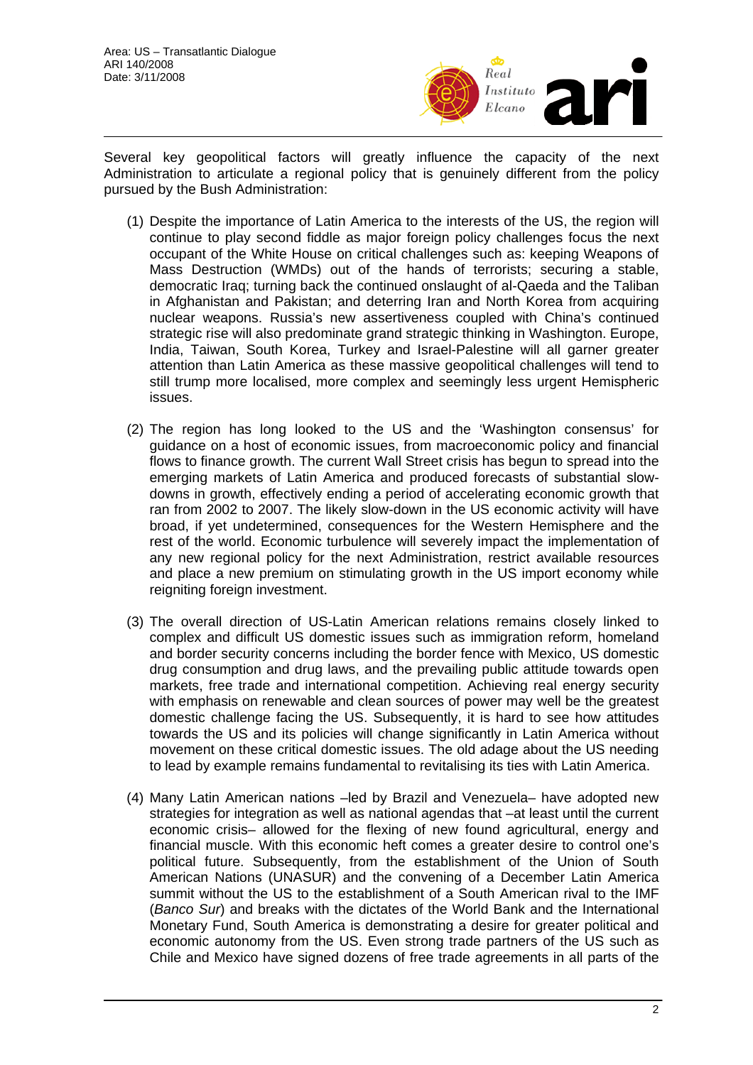Several key geopolitical factors will greatly influence the capacity of the next Administration to articulate a regional policy that is genuinely different from the policy pursued by the Bush Administration:

(1) Despite the importance of Latin America to the interests of the US, the region will continue to play second fiddle as major foreign policy challenges focus the next occupant of the White House on critical challenges such as: keeping Weapons of Mass Destruction (WMDs) out of the hands of terrorists; securing a stable, democratic Iraq; turning back the continued onslaught of al-Qaeda and the Taliban in Afghanistan and Pakistan; and deterring Iran and North Korea from acquiring nuclear weapons. Russia's new assertiveness coupled with China's continued strategic rise will also predominate grand strategic thinking in Washington. Europe, India, Taiwan, South Korea, Turkey and Israel-Palestine will all garner greater attention than Latin America as these massive geopolitical challenges will tend to still trump more localised, more complex and seemingly less urgent Hemispheric issues.

(2) The region has long looked to the US and the 'Washington consensus' for guidance on a host of economic issues, from macroeconomic policy and financial flows to finance growth. The current Wall Street crisis has begun to spread into the emerging markets of Latin America and produced forecasts of substantial slow-downs in growth, effectively ending a period of accelerating economic growth that ran from 2002 to 2007. The likely slow-down in the US economic activity will have broad, if yet undetermined, consequences for the Western Hemisphere and the rest of the world. Economic turbulence will severely impact the implementation of any new regional policy for the next Administration, restrict available resources and place a new premium on stimulating growth in the US import economy while reigniting foreign investment.

(3) The overall direction of US-Latin American relations remains closely linked to complex and difficult US domestic issues such as immigration reform, homeland and border security concerns including the border fence with Mexico, US domestic drug consumption and drug laws, and the prevailing public attitude towards open markets, free trade and international competition. Achieving real energy security with emphasis on renewable and clean sources of power may well be the greatest domestic challenge facing the US. Subsequently, it is hard to see how attitudes towards the US and its policies will change significantly in Latin America without movement on these critical domestic issues. The old adage about the US needing to lead by example remains fundamental to revitalising its ties with Latin America.

(4) Many Latin American nations –led by Brazil and Venezuela– have adopted new strategies for integration as well as national agendas that –at least until the current economic crisis– allowed for the flexing of new found agricultural, energy and financial muscle. With this economic heft comes a greater desire to control one's political future. Subsequently, from the establishment of the Union of South American Nations (UNASUR) and the convening of a December Latin America summit without the US to the establishment of a South American rival to the IMF (*Banco Sur*) and breaks with the dictates of the World Bank and the International Monetary Fund, South America is demonstrating a desire for greater political and economic autonomy from the US. Even strong trade partners of the US such as Chile and Mexico have signed dozens of free trade agreements in all parts of the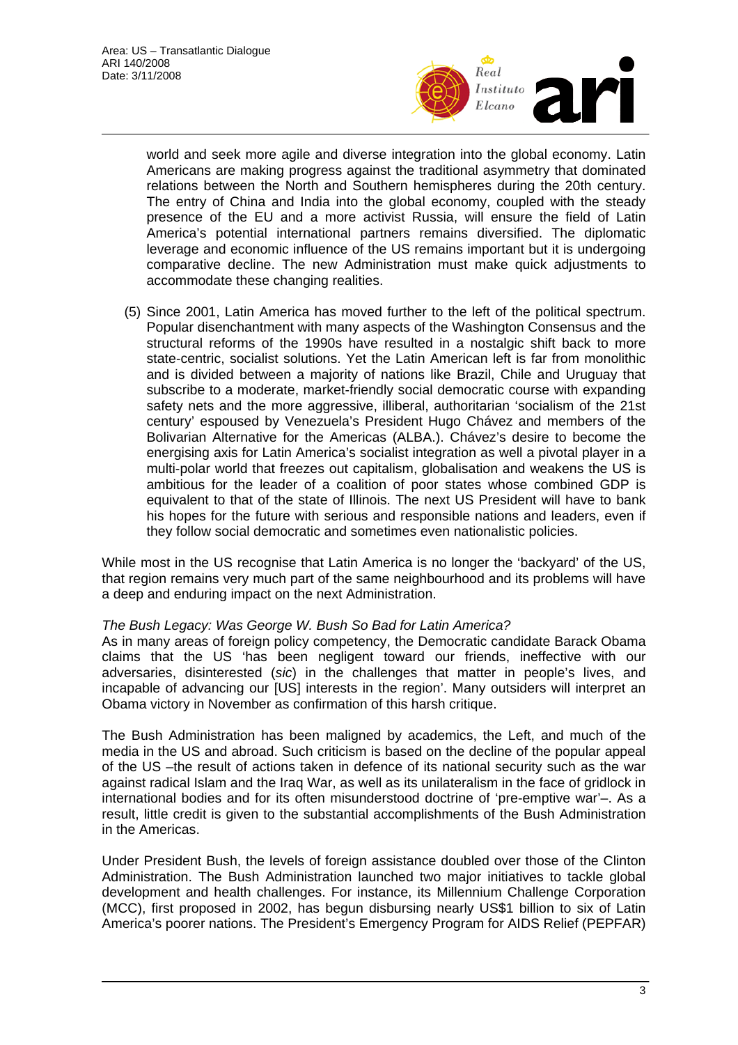world and seek more agile and diverse integration into the global economy. Latin Americans are making progress against the traditional asymmetry that dominated relations between the North and Southern hemispheres during the 20th century. The entry of China and India into the global economy, coupled with the steady presence of the EU and a more activist Russia, will ensure the field of Latin America's potential international partners remains diversified. The diplomatic leverage and economic influence of the US remains important but it is undergoing comparative decline. The new Administration must make quick adjustments to accommodate these changing realities.

(5) Since 2001, Latin America has moved further to the left of the political spectrum. Popular disenchantment with many aspects of the Washington Consensus and the structural reforms of the 1990s have resulted in a nostalgic shift back to more state-centric, socialist solutions. Yet the Latin American left is far from monolithic and is divided between a majority of nations like Brazil, Chile and Uruguay that subscribe to a moderate, market-friendly social democratic course with expanding safety nets and the more aggressive, illiberal, authoritarian 'socialism of the 21st century' espoused by Venezuela's President Hugo Chávez and members of the Bolivarian Alternative for the Americas (ALBA.). Chávez's desire to become the energising axis for Latin America's socialist integration as well a pivotal player in a multi-polar world that freezes out capitalism, globalisation and weakens the US is ambitious for the leader of a coalition of poor states whose combined GDP is equivalent to that of the state of Illinois. The next US President will have to bank his hopes for the future with serious and responsible nations and leaders, even if they follow social democratic and sometimes even nationalistic policies.

While most in the US recognise that Latin America is no longer the 'backyard' of the US, that region remains very much part of the same neighbourhood and its problems will have a deep and enduring impact on the next Administration.

*The Bush Legacy: Was George W. Bush So Bad for Latin America?*

As in many areas of foreign policy competency, the Democratic candidate Barack Obama claims that the US 'has been negligent toward our friends, ineffective with our adversaries, disinterested (*sic*) in the challenges that matter in people's lives, and incapable of advancing our [US] interests in the region'. Many outsiders will interpret an Obama victory in November as confirmation of this harsh critique.

The Bush Administration has been maligned by academics, the Left, and much of the media in the US and abroad. Such criticism is based on the decline of the popular appeal of the US –the result of actions taken in defence of its national security such as the war against radical Islam and the Iraq War, as well as its unilateralism in the face of gridlock in international bodies and for its often misunderstood doctrine of 'pre-emptive war'–. As a result, little credit is given to the substantial accomplishments of the Bush Administration in the Americas.

Under President Bush, the levels of foreign assistance doubled over those of the Clinton Administration. The Bush Administration launched two major initiatives to tackle global development and health challenges. For instance, its Millennium Challenge Corporation (MCC), first proposed in 2002, has begun disbursing nearly US$1 billion to six of Latin America's poorer nations. The President's Emergency Program for AIDS Relief (PEPFAR)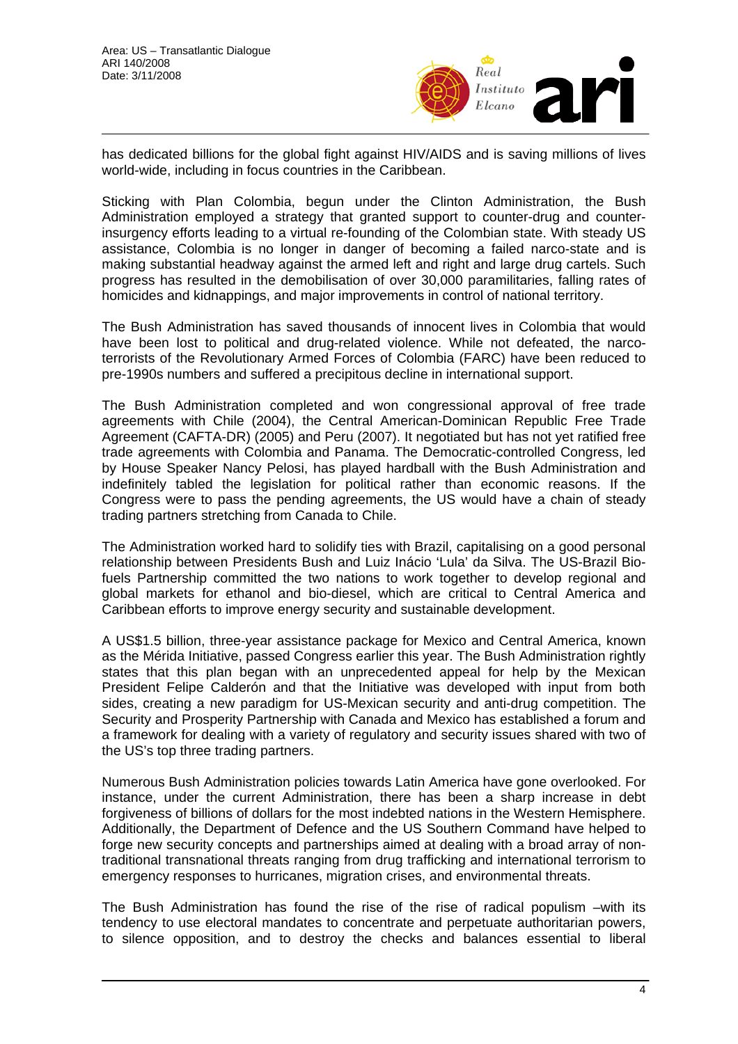has dedicated billions for the global fight against HIV/AIDS and is saving millions of lives world-wide, including in focus countries in the Caribbean.

Sticking with Plan Colombia, begun under the Clinton Administration, the Bush Administration employed a strategy that granted support to counter-drug and counter-insurgency efforts leading to a virtual re-founding of the Colombian state. With steady US assistance, Colombia is no longer in danger of becoming a failed narco-state and is making substantial headway against the armed left and right and large drug cartels. Such progress has resulted in the demobilisation of over 30,000 paramilitaries, falling rates of homicides and kidnappings, and major improvements in control of national territory.

The Bush Administration has saved thousands of innocent lives in Colombia that would have been lost to political and drug-related violence. While not defeated, the narco-terrorists of the Revolutionary Armed Forces of Colombia (FARC) have been reduced to pre-1990s numbers and suffered a precipitous decline in international support.

The Bush Administration completed and won congressional approval of free trade agreements with Chile (2004), the Central American-Dominican Republic Free Trade Agreement (CAFTA-DR) (2005) and Peru (2007). It negotiated but has not yet ratified free trade agreements with Colombia and Panama. The Democratic-controlled Congress, led by House Speaker Nancy Pelosi, has played hardball with the Bush Administration and indefinitely tabled the legislation for political rather than economic reasons. If the Congress were to pass the pending agreements, the US would have a chain of steady trading partners stretching from Canada to Chile.

The Administration worked hard to solidify ties with Brazil, capitalising on a good personal relationship between Presidents Bush and Luiz Inácio 'Lula' da Silva. The US-Brazil Bio-fuels Partnership committed the two nations to work together to develop regional and global markets for ethanol and bio-diesel, which are critical to Central America and Caribbean efforts to improve energy security and sustainable development.

A US$1.5 billion, three-year assistance package for Mexico and Central America, known as the Mérida Initiative, passed Congress earlier this year. The Bush Administration rightly states that this plan began with an unprecedented appeal for help by the Mexican President Felipe Calderón and that the Initiative was developed with input from both sides, creating a new paradigm for US-Mexican security and anti-drug competition. The Security and Prosperity Partnership with Canada and Mexico has established a forum and a framework for dealing with a variety of regulatory and security issues shared with two of the US's top three trading partners.

Numerous Bush Administration policies towards Latin America have gone overlooked. For instance, under the current Administration, there has been a sharp increase in debt forgiveness of billions of dollars for the most indebted nations in the Western Hemisphere. Additionally, the Department of Defence and the US Southern Command have helped to forge new security concepts and partnerships aimed at dealing with a broad array of non-traditional transnational threats ranging from drug trafficking and international terrorism to emergency responses to hurricanes, migration crises, and environmental threats.

The Bush Administration has found the rise of the rise of radical populism –with its tendency to use electoral mandates to concentrate and perpetuate authoritarian powers, to silence opposition, and to destroy the checks and balances essential to liberal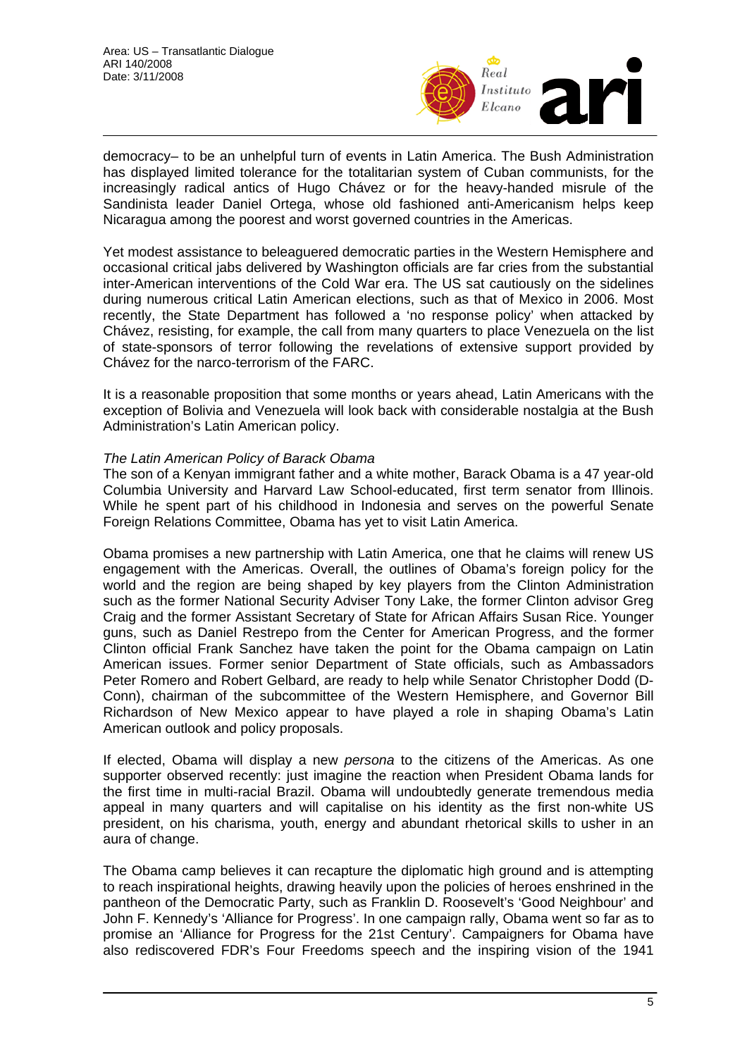democracy– to be an unhelpful turn of events in Latin America. The Bush Administration has displayed limited tolerance for the totalitarian system of Cuban communists, for the increasingly radical antics of Hugo Chávez or for the heavy-handed misrule of the Sandinista leader Daniel Ortega, whose old fashioned anti-Americanism helps keep Nicaragua among the poorest and worst governed countries in the Americas.

Yet modest assistance to beleaguered democratic parties in the Western Hemisphere and occasional critical jabs delivered by Washington officials are far cries from the substantial inter-American interventions of the Cold War era. The US sat cautiously on the sidelines during numerous critical Latin American elections, such as that of Mexico in 2006. Most recently, the State Department has followed a 'no response policy' when attacked by Chávez, resisting, for example, the call from many quarters to place Venezuela on the list of state-sponsors of terror following the revelations of extensive support provided by Chávez for the narco-terrorism of the FARC.

It is a reasonable proposition that some months or years ahead, Latin Americans with the exception of Bolivia and Venezuela will look back with considerable nostalgia at the Bush Administration's Latin American policy.

*The Latin American Policy of Barack Obama*

The son of a Kenyan immigrant father and a white mother, Barack Obama is a 47 year-old Columbia University and Harvard Law School-educated, first term senator from Illinois. While he spent part of his childhood in Indonesia and serves on the powerful Senate Foreign Relations Committee, Obama has yet to visit Latin America.

Obama promises a new partnership with Latin America, one that he claims will renew US engagement with the Americas. Overall, the outlines of Obama's foreign policy for the world and the region are being shaped by key players from the Clinton Administration such as the former National Security Adviser Tony Lake, the former Clinton advisor Greg Craig and the former Assistant Secretary of State for African Affairs Susan Rice. Younger guns, such as Daniel Restrepo from the Center for American Progress, and the former Clinton official Frank Sanchez have taken the point for the Obama campaign on Latin American issues. Former senior Department of State officials, such as Ambassadors Peter Romero and Robert Gelbard, are ready to help while Senator Christopher Dodd (D-Conn), chairman of the subcommittee of the Western Hemisphere, and Governor Bill Richardson of New Mexico appear to have played a role in shaping Obama's Latin American outlook and policy proposals.

If elected, Obama will display a new *persona* to the citizens of the Americas. As one supporter observed recently: just imagine the reaction when President Obama lands for the first time in multi-racial Brazil. Obama will undoubtedly generate tremendous media appeal in many quarters and will capitalise on his identity as the first non-white US president, on his charisma, youth, energy and abundant rhetorical skills to usher in an aura of change.

The Obama camp believes it can recapture the diplomatic high ground and is attempting to reach inspirational heights, drawing heavily upon the policies of heroes enshrined in the pantheon of the Democratic Party, such as Franklin D. Roosevelt's 'Good Neighbour' and John F. Kennedy's 'Alliance for Progress'. In one campaign rally, Obama went so far as to promise an 'Alliance for Progress for the 21st Century'. Campaigners for Obama have also rediscovered FDR's Four Freedoms speech and the inspiring vision of the 1941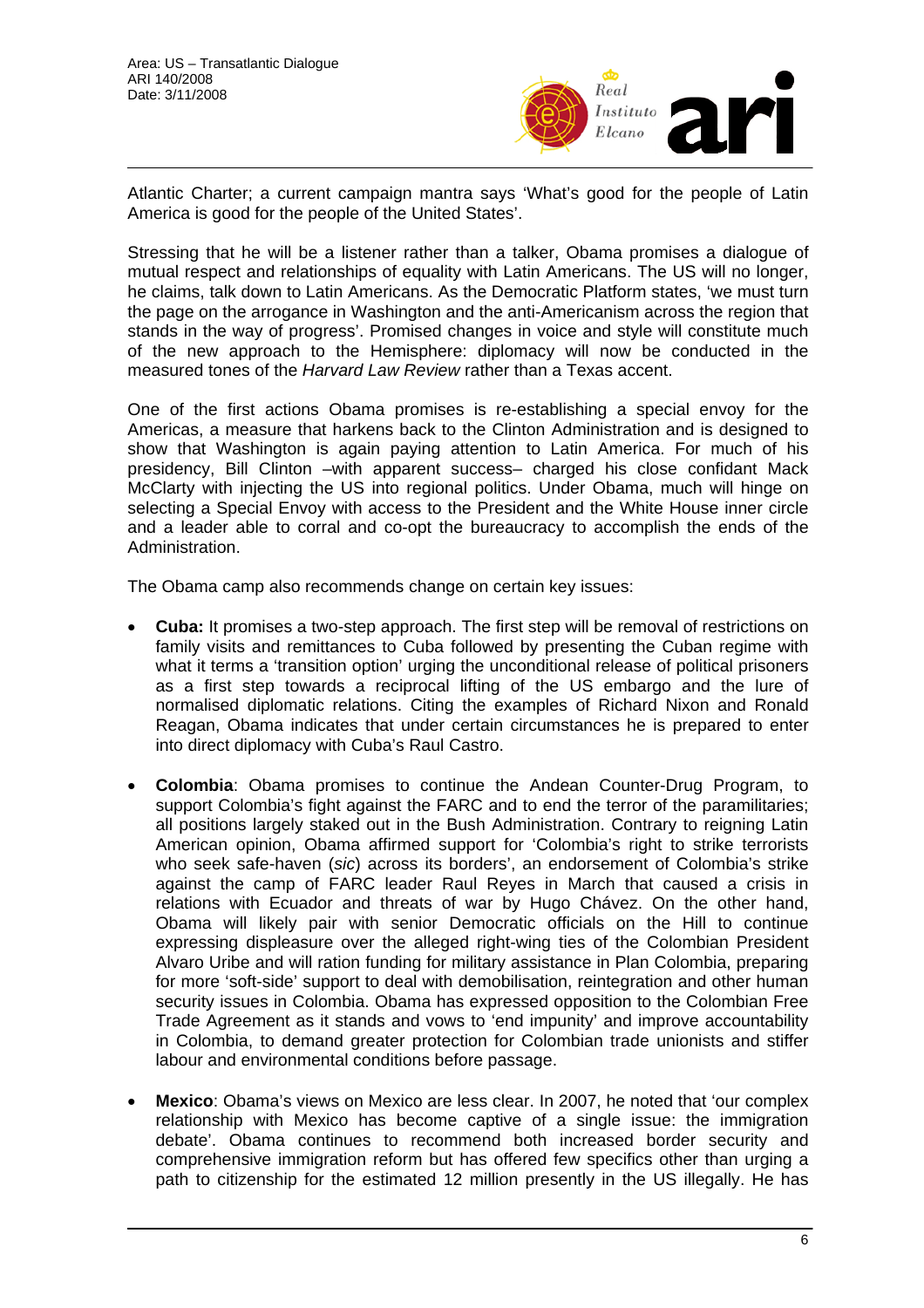Atlantic Charter; a current campaign mantra says 'What's good for the people of Latin America is good for the people of the United States'.

Stressing that he will be a listener rather than a talker, Obama promises a dialogue of mutual respect and relationships of equality with Latin Americans. The US will no longer, he claims, talk down to Latin Americans. As the Democratic Platform states, 'we must turn the page on the arrogance in Washington and the anti-Americanism across the region that stands in the way of progress'. Promised changes in voice and style will constitute much of the new approach to the Hemisphere: diplomacy will now be conducted in the measured tones of the *Harvard Law Review* rather than a Texas accent.

One of the first actions Obama promises is re-establishing a special envoy for the Americas, a measure that harkens back to the Clinton Administration and is designed to show that Washington is again paying attention to Latin America. For much of his presidency, Bill Clinton –with apparent success– charged his close confidant Mack McClarty with injecting the US into regional politics. Under Obama, much will hinge on selecting a Special Envoy with access to the President and the White House inner circle and a leader able to corral and co-opt the bureaucracy to accomplish the ends of the Administration.

The Obama camp also recommends change on certain key issues:

- **Cuba:** It promises a two-step approach. The first step will be removal of restrictions on family visits and remittances to Cuba followed by presenting the Cuban regime with what it terms a 'transition option' urging the unconditional release of political prisoners as a first step towards a reciprocal lifting of the US embargo and the lure of normalised diplomatic relations. Citing the examples of Richard Nixon and Ronald Reagan, Obama indicates that under certain circumstances he is prepared to enter into direct diplomacy with Cuba's Raul Castro.

- **Colombia**: Obama promises to continue the Andean Counter-Drug Program, to support Colombia's fight against the FARC and to end the terror of the paramilitaries; all positions largely staked out in the Bush Administration. Contrary to reigning Latin American opinion, Obama affirmed support for 'Colombia's right to strike terrorists who seek safe-haven (*sic*) across its borders', an endorsement of Colombia's strike against the camp of FARC leader Raul Reyes in March that caused a crisis in relations with Ecuador and threats of war by Hugo Chávez. On the other hand, Obama will likely pair with senior Democratic officials on the Hill to continue expressing displeasure over the alleged right-wing ties of the Colombian President Alvaro Uribe and will ration funding for military assistance in Plan Colombia, preparing for more 'soft-side' support to deal with demobilisation, reintegration and other human security issues in Colombia. Obama has expressed opposition to the Colombian Free Trade Agreement as it stands and vows to 'end impunity' and improve accountability in Colombia, to demand greater protection for Colombian trade unionists and stiffer labour and environmental conditions before passage.

- **Mexico**: Obama's views on Mexico are less clear. In 2007, he noted that 'our complex relationship with Mexico has become captive of a single issue: the immigration debate'. Obama continues to recommend both increased border security and comprehensive immigration reform but has offered few specifics other than urging a path to citizenship for the estimated 12 million presently in the US illegally. He has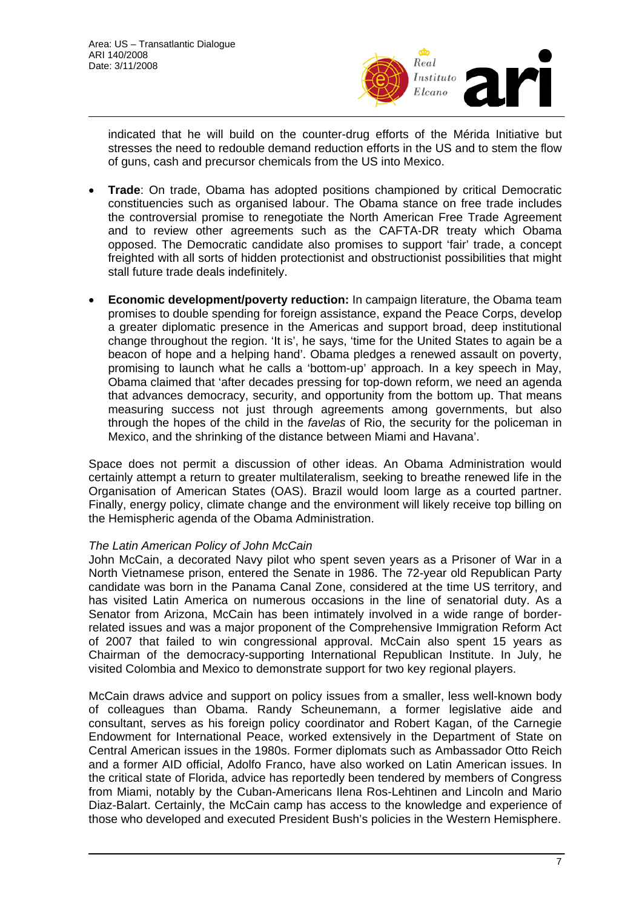indicated that he will build on the counter-drug efforts of the Mérida Initiative but stresses the need to redouble demand reduction efforts in the US and to stem the flow of guns, cash and precursor chemicals from the US into Mexico.

- **Trade**: On trade, Obama has adopted positions championed by critical Democratic constituencies such as organised labour. The Obama stance on free trade includes the controversial promise to renegotiate the North American Free Trade Agreement and to review other agreements such as the CAFTA-DR treaty which Obama opposed. The Democratic candidate also promises to support 'fair' trade, a concept freighted with all sorts of hidden protectionist and obstructionist possibilities that might stall future trade deals indefinitely.

- **Economic development/poverty reduction:** In campaign literature, the Obama team promises to double spending for foreign assistance, expand the Peace Corps, develop a greater diplomatic presence in the Americas and support broad, deep institutional change throughout the region. 'It is', he says, 'time for the United States to again be a beacon of hope and a helping hand'. Obama pledges a renewed assault on poverty, promising to launch what he calls a 'bottom-up' approach. In a key speech in May, Obama claimed that 'after decades pressing for top-down reform, we need an agenda that advances democracy, security, and opportunity from the bottom up. That means measuring success not just through agreements among governments, but also through the hopes of the child in the *favelas* of Rio, the security for the policeman in Mexico, and the shrinking of the distance between Miami and Havana'.

Space does not permit a discussion of other ideas. An Obama Administration would certainly attempt a return to greater multilateralism, seeking to breathe renewed life in the Organisation of American States (OAS). Brazil would loom large as a courted partner. Finally, energy policy, climate change and the environment will likely receive top billing on the Hemispheric agenda of the Obama Administration.

*The Latin American Policy of John McCain*

John McCain, a decorated Navy pilot who spent seven years as a Prisoner of War in a North Vietnamese prison, entered the Senate in 1986. The 72-year old Republican Party candidate was born in the Panama Canal Zone, considered at the time US territory, and has visited Latin America on numerous occasions in the line of senatorial duty. As a Senator from Arizona, McCain has been intimately involved in a wide range of border-related issues and was a major proponent of the Comprehensive Immigration Reform Act of 2007 that failed to win congressional approval. McCain also spent 15 years as Chairman of the democracy-supporting International Republican Institute. In July, he visited Colombia and Mexico to demonstrate support for two key regional players.

McCain draws advice and support on policy issues from a smaller, less well-known body of colleagues than Obama. Randy Scheunemann, a former legislative aide and consultant, serves as his foreign policy coordinator and Robert Kagan, of the Carnegie Endowment for International Peace, worked extensively in the Department of State on Central American issues in the 1980s. Former diplomats such as Ambassador Otto Reich and a former AID official, Adolfo Franco, have also worked on Latin American issues. In the critical state of Florida, advice has reportedly been tendered by members of Congress from Miami, notably by the Cuban-Americans Ilena Ros-Lehtinen and Lincoln and Mario Diaz-Balart. Certainly, the McCain camp has access to the knowledge and experience of those who developed and executed President Bush's policies in the Western Hemisphere.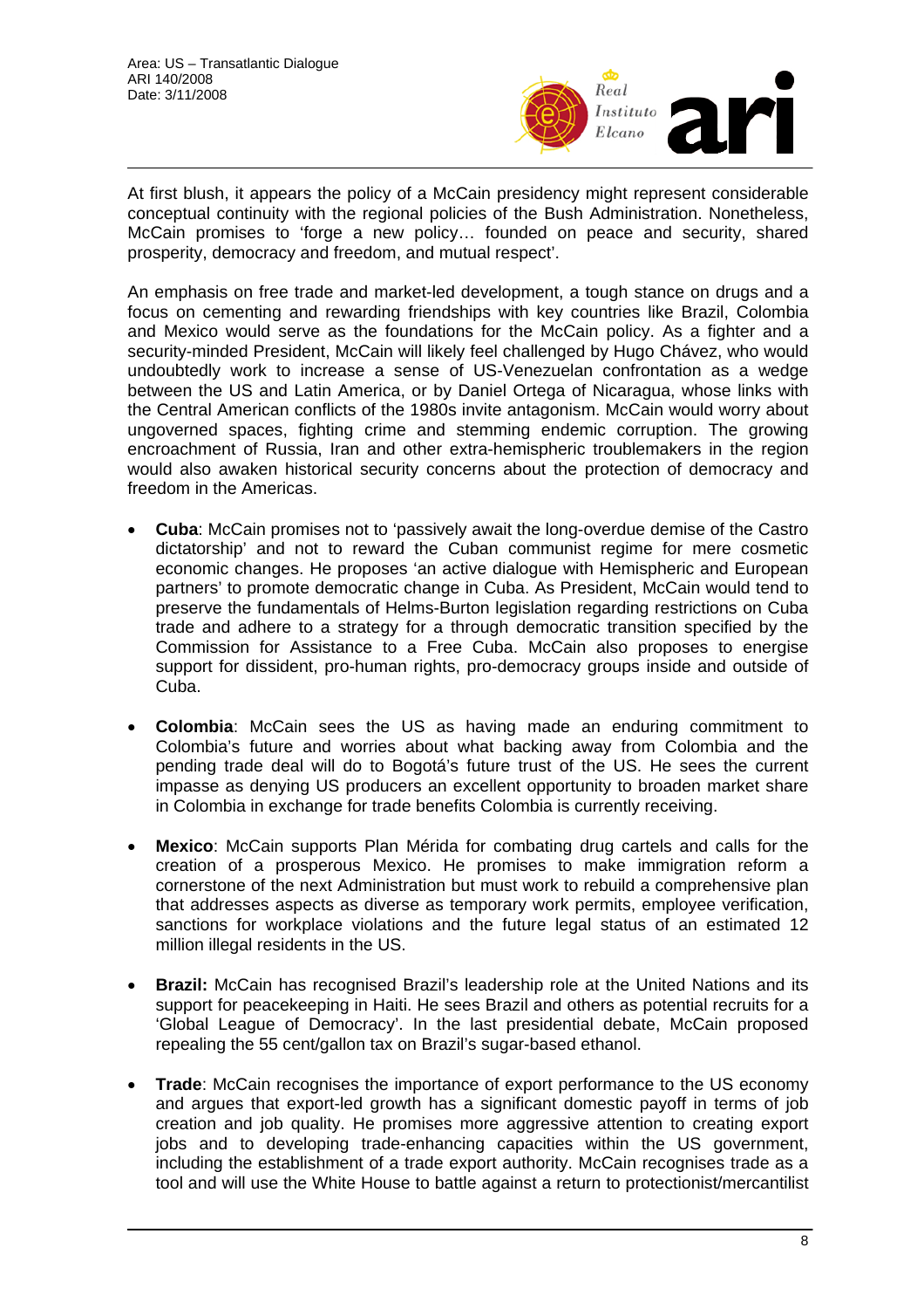At first blush, it appears the policy of a McCain presidency might represent considerable conceptual continuity with the regional policies of the Bush Administration. Nonetheless, McCain promises to 'forge a new policy… founded on peace and security, shared prosperity, democracy and freedom, and mutual respect'.

An emphasis on free trade and market-led development, a tough stance on drugs and a focus on cementing and rewarding friendships with key countries like Brazil, Colombia and Mexico would serve as the foundations for the McCain policy. As a fighter and a security-minded President, McCain will likely feel challenged by Hugo Chávez, who would undoubtedly work to increase a sense of US-Venezuelan confrontation as a wedge between the US and Latin America, or by Daniel Ortega of Nicaragua, whose links with the Central American conflicts of the 1980s invite antagonism. McCain would worry about ungoverned spaces, fighting crime and stemming endemic corruption. The growing encroachment of Russia, Iran and other extra-hemispheric troublemakers in the region would also awaken historical security concerns about the protection of democracy and freedom in the Americas.

- **Cuba**: McCain promises not to 'passively await the long-overdue demise of the Castro dictatorship' and not to reward the Cuban communist regime for mere cosmetic economic changes. He proposes 'an active dialogue with Hemispheric and European partners' to promote democratic change in Cuba. As President, McCain would tend to preserve the fundamentals of Helms-Burton legislation regarding restrictions on Cuba trade and adhere to a strategy for a through democratic transition specified by the Commission for Assistance to a Free Cuba. McCain also proposes to energise support for dissident, pro-human rights, pro-democracy groups inside and outside of Cuba.

- **Colombia**: McCain sees the US as having made an enduring commitment to Colombia's future and worries about what backing away from Colombia and the pending trade deal will do to Bogotá's future trust of the US. He sees the current impasse as denying US producers an excellent opportunity to broaden market share in Colombia in exchange for trade benefits Colombia is currently receiving.

- **Mexico**: McCain supports Plan Mérida for combating drug cartels and calls for the creation of a prosperous Mexico. He promises to make immigration reform a cornerstone of the next Administration but must work to rebuild a comprehensive plan that addresses aspects as diverse as temporary work permits, employee verification, sanctions for workplace violations and the future legal status of an estimated 12 million illegal residents in the US.

- **Brazil:** McCain has recognised Brazil's leadership role at the United Nations and its support for peacekeeping in Haiti. He sees Brazil and others as potential recruits for a 'Global League of Democracy'. In the last presidential debate, McCain proposed repealing the 55 cent/gallon tax on Brazil's sugar-based ethanol.

- **Trade**: McCain recognises the importance of export performance to the US economy and argues that export-led growth has a significant domestic payoff in terms of job creation and job quality. He promises more aggressive attention to creating export jobs and to developing trade-enhancing capacities within the US government, including the establishment of a trade export authority. McCain recognises trade as a tool and will use the White House to battle against a return to protectionist/mercantilist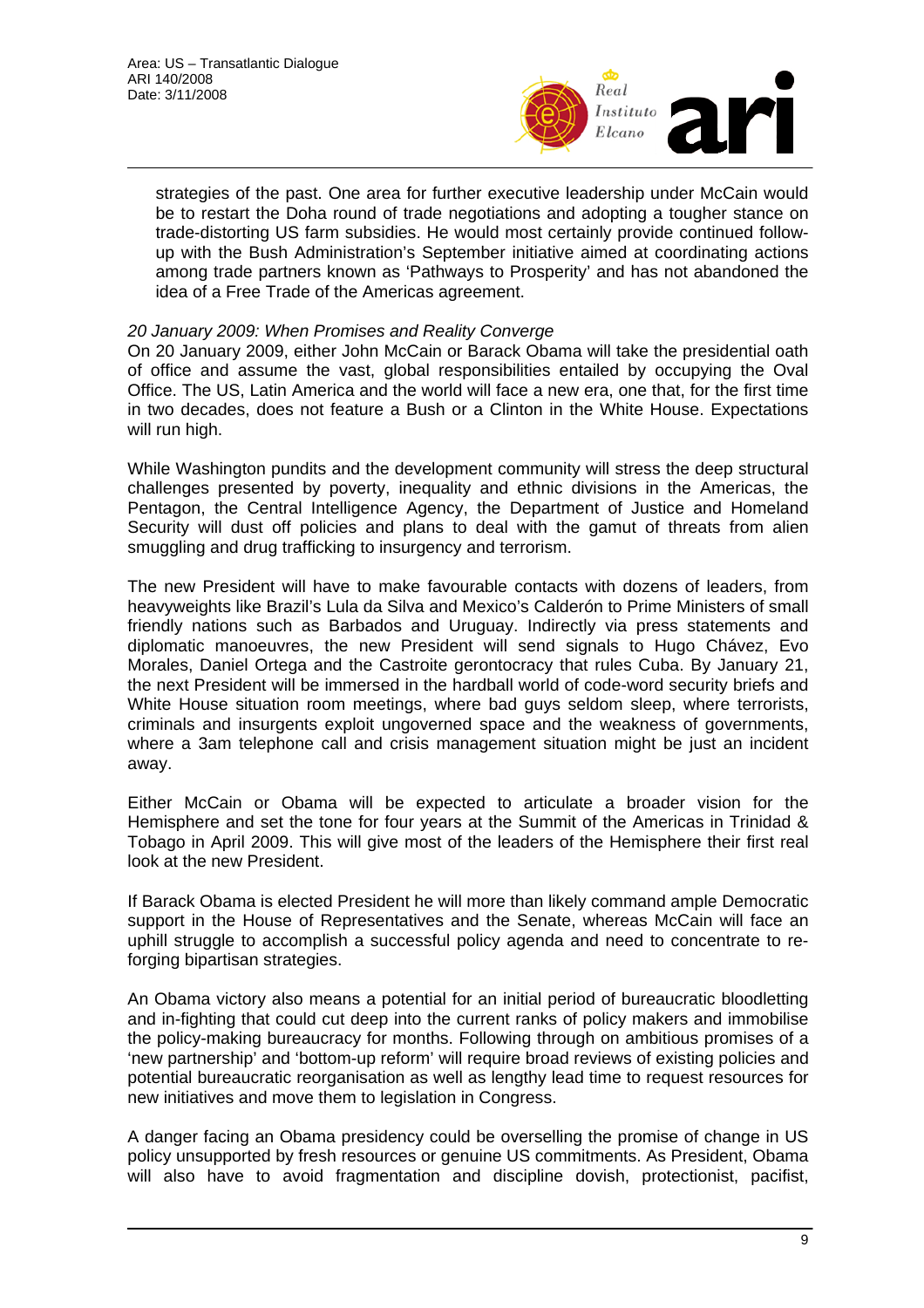strategies of the past. One area for further executive leadership under McCain would be to restart the Doha round of trade negotiations and adopting a tougher stance on trade-distorting US farm subsidies. He would most certainly provide continued follow-up with the Bush Administration's September initiative aimed at coordinating actions among trade partners known as 'Pathways to Prosperity' and has not abandoned the idea of a Free Trade of the Americas agreement.

*20 January 2009: When Promises and Reality Converge*

On 20 January 2009, either John McCain or Barack Obama will take the presidential oath of office and assume the vast, global responsibilities entailed by occupying the Oval Office. The US, Latin America and the world will face a new era, one that, for the first time in two decades, does not feature a Bush or a Clinton in the White House. Expectations will run high.

While Washington pundits and the development community will stress the deep structural challenges presented by poverty, inequality and ethnic divisions in the Americas, the Pentagon, the Central Intelligence Agency, the Department of Justice and Homeland Security will dust off policies and plans to deal with the gamut of threats from alien smuggling and drug trafficking to insurgency and terrorism.

The new President will have to make favourable contacts with dozens of leaders, from heavyweights like Brazil's Lula da Silva and Mexico's Calderón to Prime Ministers of small friendly nations such as Barbados and Uruguay. Indirectly via press statements and diplomatic manoeuvres, the new President will send signals to Hugo Chávez, Evo Morales, Daniel Ortega and the Castroite gerontocracy that rules Cuba. By January 21, the next President will be immersed in the hardball world of code-word security briefs and White House situation room meetings, where bad guys seldom sleep, where terrorists, criminals and insurgents exploit ungoverned space and the weakness of governments, where a 3am telephone call and crisis management situation might be just an incident away.

Either McCain or Obama will be expected to articulate a broader vision for the Hemisphere and set the tone for four years at the Summit of the Americas in Trinidad & Tobago in April 2009. This will give most of the leaders of the Hemisphere their first real look at the new President.

If Barack Obama is elected President he will more than likely command ample Democratic support in the House of Representatives and the Senate, whereas McCain will face an uphill struggle to accomplish a successful policy agenda and need to concentrate to re-forging bipartisan strategies.

An Obama victory also means a potential for an initial period of bureaucratic bloodletting and in-fighting that could cut deep into the current ranks of policy makers and immobilise the policy-making bureaucracy for months. Following through on ambitious promises of a 'new partnership' and 'bottom-up reform' will require broad reviews of existing policies and potential bureaucratic reorganisation as well as lengthy lead time to request resources for new initiatives and move them to legislation in Congress.

A danger facing an Obama presidency could be overselling the promise of change in US policy unsupported by fresh resources or genuine US commitments. As President, Obama will also have to avoid fragmentation and discipline dovish, protectionist, pacifist,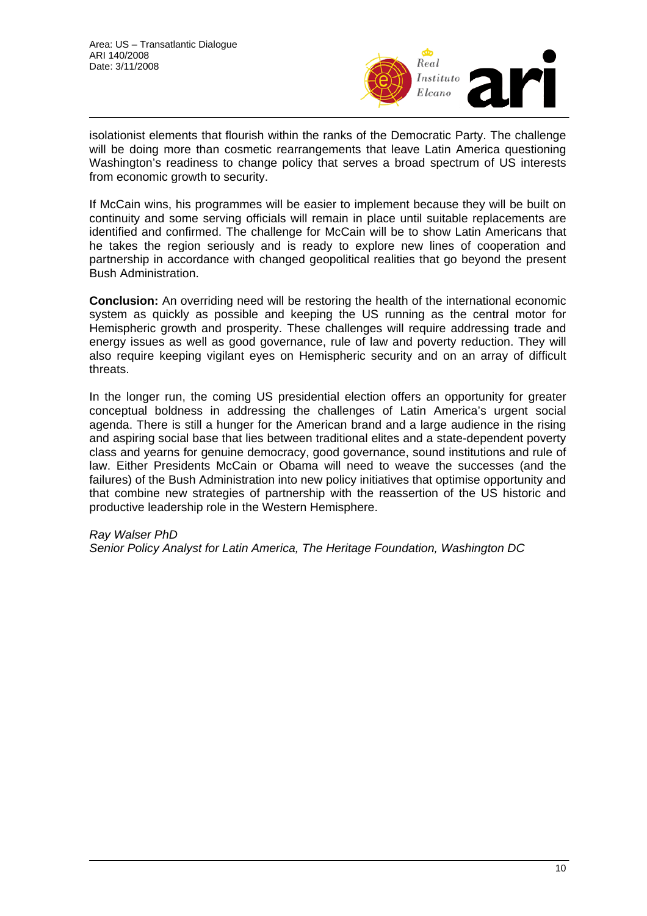isolationist elements that flourish within the ranks of the Democratic Party. The challenge will be doing more than cosmetic rearrangements that leave Latin America questioning Washington's readiness to change policy that serves a broad spectrum of US interests from economic growth to security.

If McCain wins, his programmes will be easier to implement because they will be built on continuity and some serving officials will remain in place until suitable replacements are identified and confirmed. The challenge for McCain will be to show Latin Americans that he takes the region seriously and is ready to explore new lines of cooperation and partnership in accordance with changed geopolitical realities that go beyond the present Bush Administration.

**Conclusion:** An overriding need will be restoring the health of the international economic system as quickly as possible and keeping the US running as the central motor for Hemispheric growth and prosperity. These challenges will require addressing trade and energy issues as well as good governance, rule of law and poverty reduction. They will also require keeping vigilant eyes on Hemispheric security and on an array of difficult threats.

In the longer run, the coming US presidential election offers an opportunity for greater conceptual boldness in addressing the challenges of Latin America's urgent social agenda. There is still a hunger for the American brand and a large audience in the rising and aspiring social base that lies between traditional elites and a state-dependent poverty class and yearns for genuine democracy, good governance, sound institutions and rule of law. Either Presidents McCain or Obama will need to weave the successes (and the failures) of the Bush Administration into new policy initiatives that optimise opportunity and that combine new strategies of partnership with the reassertion of the US historic and productive leadership role in the Western Hemisphere.

*Ray Walser PhD*
*Senior Policy Analyst for Latin America, The Heritage Foundation, Washington DC*